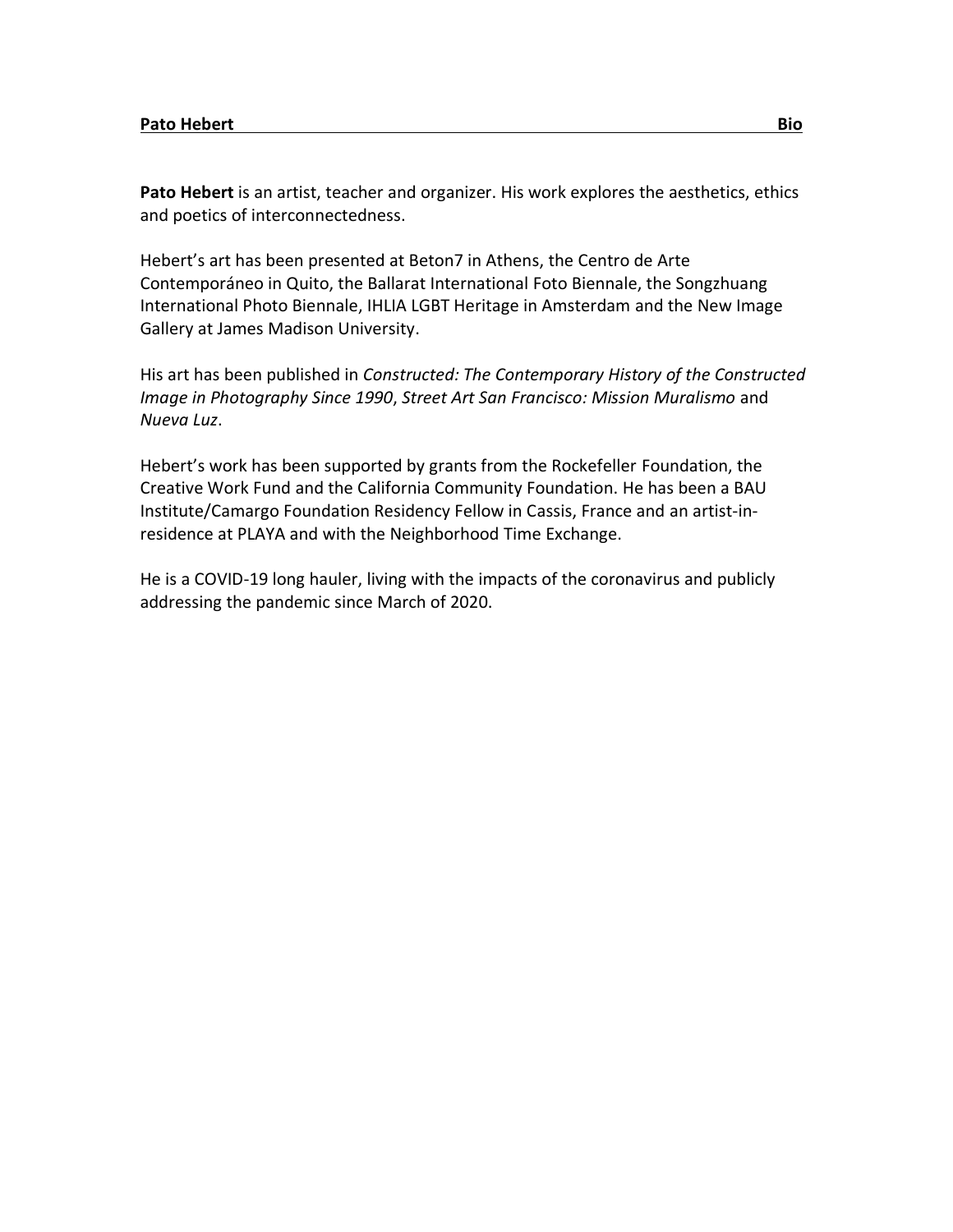**Pato Hebert** **Bio**

**Pato Hebert** is an artist, teacher and organizer. His work explores the aesthetics, ethics and poetics of interconnectedness.

Hebert's art has been presented at Beton7 in Athens, the Centro de Arte Contemporáneo in Quito, the Ballarat International Foto Biennale, the Songzhuang International Photo Biennale, IHLIA LGBT Heritage in Amsterdam and the New Image Gallery at James Madison University.

His art has been published in *Constructed: The Contemporary History of the Constructed Image in Photography Since 1990*, *Street Art San Francisco: Mission Muralismo* and *Nueva Luz*.

Hebert's work has been supported by grants from the Rockefeller Foundation, the Creative Work Fund and the California Community Foundation. He has been a BAU Institute/Camargo Foundation Residency Fellow in Cassis, France and an artist-in-residence at PLAYA and with the Neighborhood Time Exchange.

He is a COVID-19 long hauler, living with the impacts of the coronavirus and publicly addressing the pandemic since March of 2020.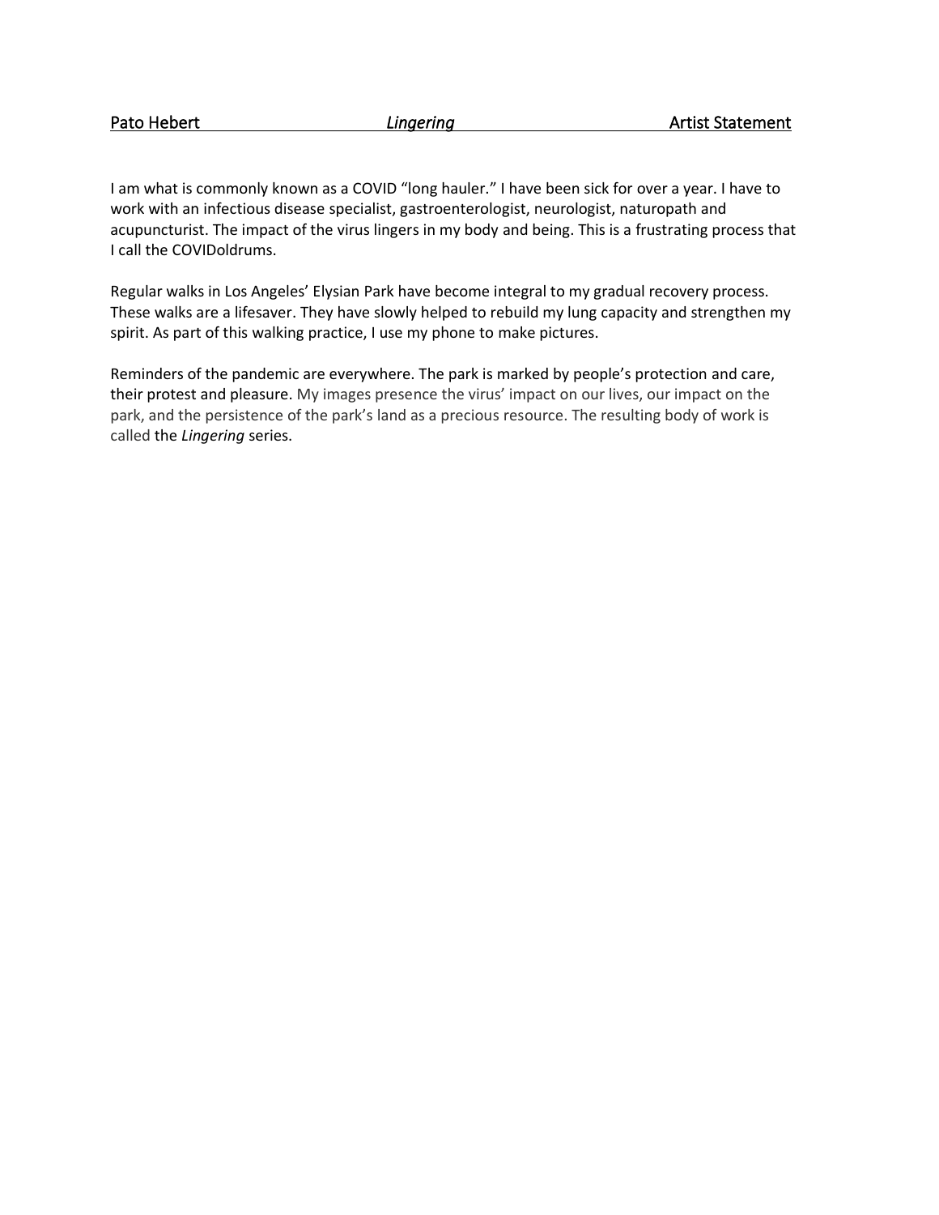Pato Hebert *Lingering* Artist Statement

I am what is commonly known as a COVID "long hauler." I have been sick for over a year. I have to work with an infectious disease specialist, gastroenterologist, neurologist, naturopath and acupuncturist. The impact of the virus lingers in my body and being. This is a frustrating process that I call the COVIDoldrums.

Regular walks in Los Angeles' Elysian Park have become integral to my gradual recovery process. These walks are a lifesaver. They have slowly helped to rebuild my lung capacity and strengthen my spirit. As part of this walking practice, I use my phone to make pictures.

Reminders of the pandemic are everywhere. The park is marked by people's protection and care, their protest and pleasure. My images presence the virus' impact on our lives, our impact on the park, and the persistence of the park's land as a precious resource. The resulting body of work is called the *Lingering* series.